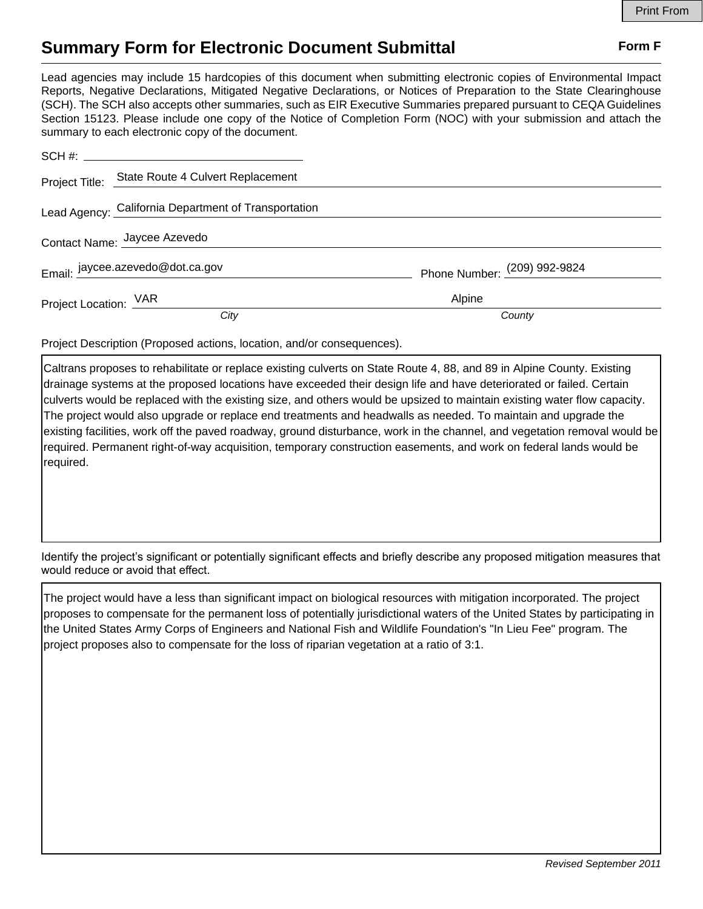# Summary Form for Electronic Document Submittal

**Form F**

Lead agencies may include 15 hardcopies of this document when submitting electronic copies of Environmental Impact Reports, Negative Declarations, Mitigated Negative Declarations, or Notices of Preparation to the State Clearinghouse (SCH). The SCH also accepts other summaries, such as EIR Executive Summaries prepared pursuant to CEQA Guidelines Section 15123. Please include one copy of the Notice of Completion Form (NOC) with your submission and attach the summary to each electronic copy of the document.

SCH #: ____________________

Project Title: State Route 4 Culvert Replacement

Lead Agency: California Department of Transportation

Contact Name: Jaycee Azevedo

Email: jaycee.azevedo@dot.ca.gov     Phone Number: (209) 992-9824

Project Location: VAR (*City*)     Alpine (*County*)

Project Description (Proposed actions, location, and/or consequences).

Caltrans proposes to rehabilitate or replace existing culverts on State Route 4, 88, and 89 in Alpine County. Existing drainage systems at the proposed locations have exceeded their design life and have deteriorated or failed. Certain culverts would be replaced with the existing size, and others would be upsized to maintain existing water flow capacity. The project would also upgrade or replace end treatments and headwalls as needed. To maintain and upgrade the existing facilities, work off the paved roadway, ground disturbance, work in the channel, and vegetation removal would be required. Permanent right-of-way acquisition, temporary construction easements, and work on federal lands would be required.

Identify the project's significant or potentially significant effects and briefly describe any proposed mitigation measures that would reduce or avoid that effect.

The project would have a less than significant impact on biological resources with mitigation incorporated. The project proposes to compensate for the permanent loss of potentially jurisdictional waters of the United States by participating in the United States Army Corps of Engineers and National Fish and Wildlife Foundation's "In Lieu Fee" program. The project proposes also to compensate for the loss of riparian vegetation at a ratio of 3:1.

*Revised September 2011*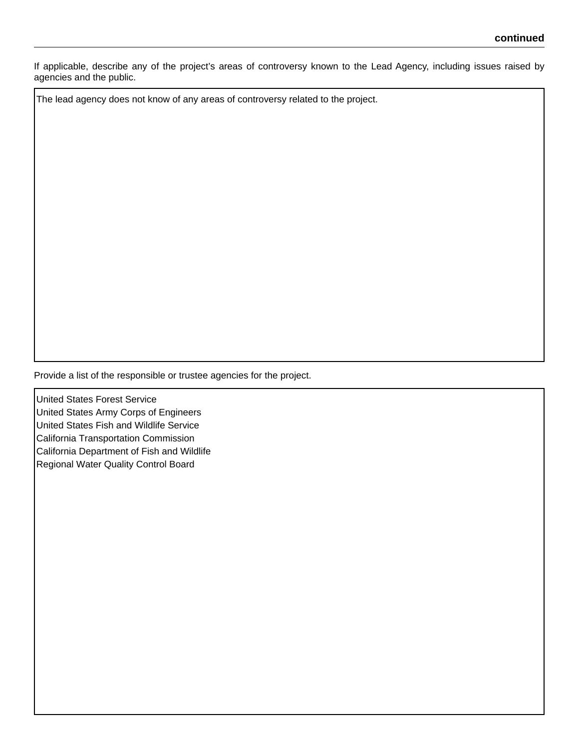**continued**

If applicable, describe any of the project's areas of controversy known to the Lead Agency, including issues raised by agencies and the public.

The lead agency does not know of any areas of controversy related to the project.

Provide a list of the responsible or trustee agencies for the project.

United States Forest Service
United States Army Corps of Engineers
United States Fish and Wildlife Service
California Transportation Commission
California Department of Fish and Wildlife
Regional Water Quality Control Board